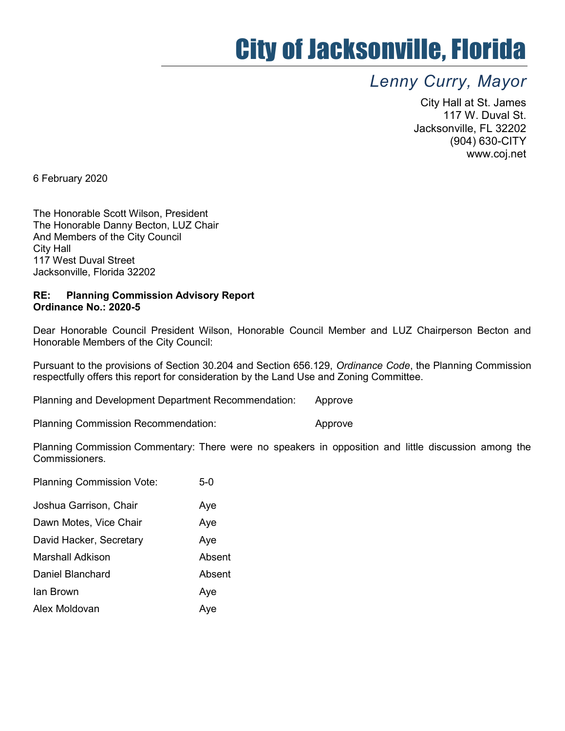# City of Jacksonville, Florida

*Lenny Curry, Mayor*

City Hall at St. James
117 W. Duval St.
Jacksonville, FL 32202
(904) 630-CITY
www.coj.net

6 February 2020

The Honorable Scott Wilson, President
The Honorable Danny Becton, LUZ Chair
And Members of the City Council
City Hall
117 West Duval Street
Jacksonville, Florida 32202

**RE: Planning Commission Advisory Report**
**Ordinance No.: 2020-5**

Dear Honorable Council President Wilson, Honorable Council Member and LUZ Chairperson Becton and Honorable Members of the City Council:

Pursuant to the provisions of Section 30.204 and Section 656.129, *Ordinance Code*, the Planning Commission respectfully offers this report for consideration by the Land Use and Zoning Committee.

Planning and Development Department Recommendation: Approve

Planning Commission Recommendation: Approve

Planning Commission Commentary: There were no speakers in opposition and little discussion among the Commissioners.

Planning Commission Vote: 5-0

| | |
|---|---|
| Joshua Garrison, Chair | Aye |
| Dawn Motes, Vice Chair | Aye |
| David Hacker, Secretary | Aye |
| Marshall Adkison | Absent |
| Daniel Blanchard | Absent |
| Ian Brown | Aye |
| Alex Moldovan | Aye |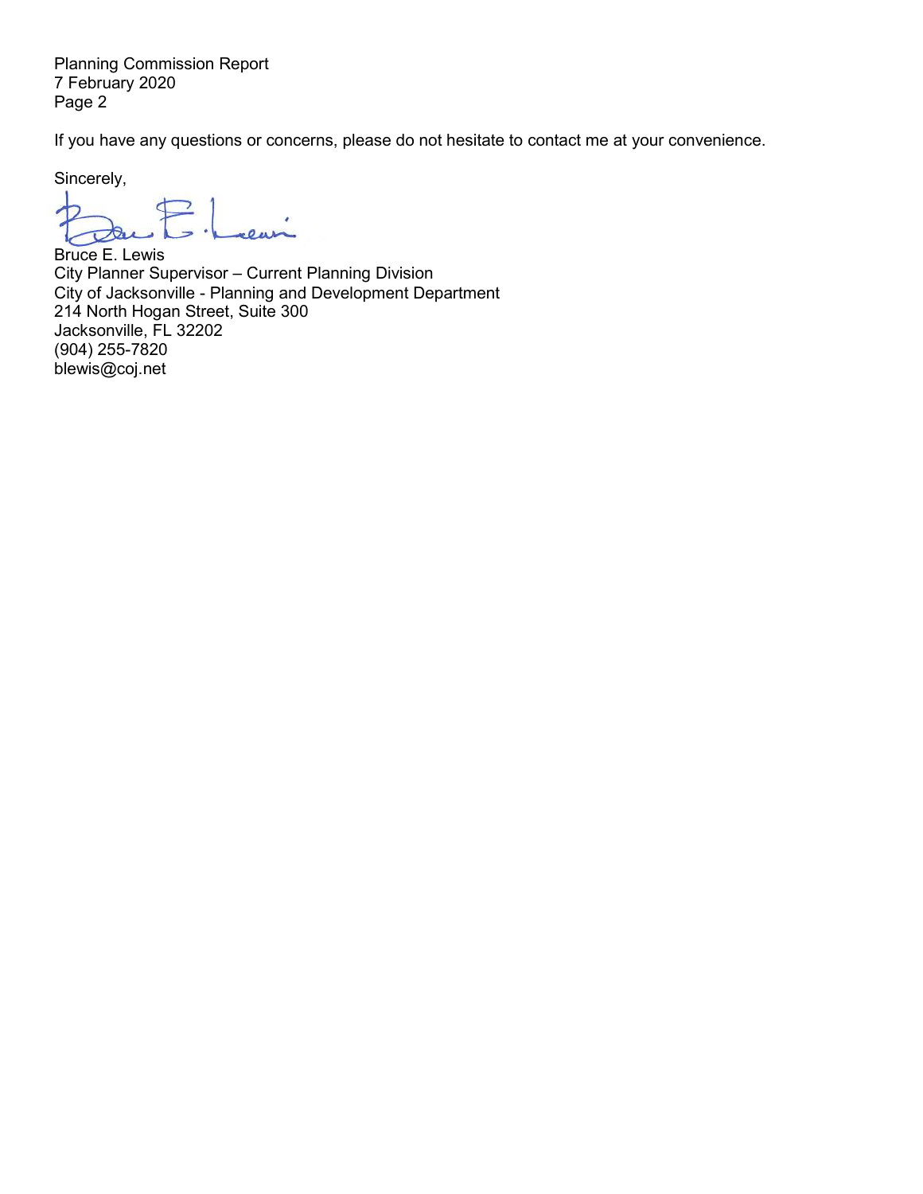If you have any questions or concerns, please do not hesitate to contact me at your convenience.

Sincerely,

Bruce E. Lewis
City Planner Supervisor – Current Planning Division
City of Jacksonville - Planning and Development Department
214 North Hogan Street, Suite 300
Jacksonville, FL 32202
(904) 255-7820
blewis@coj.net